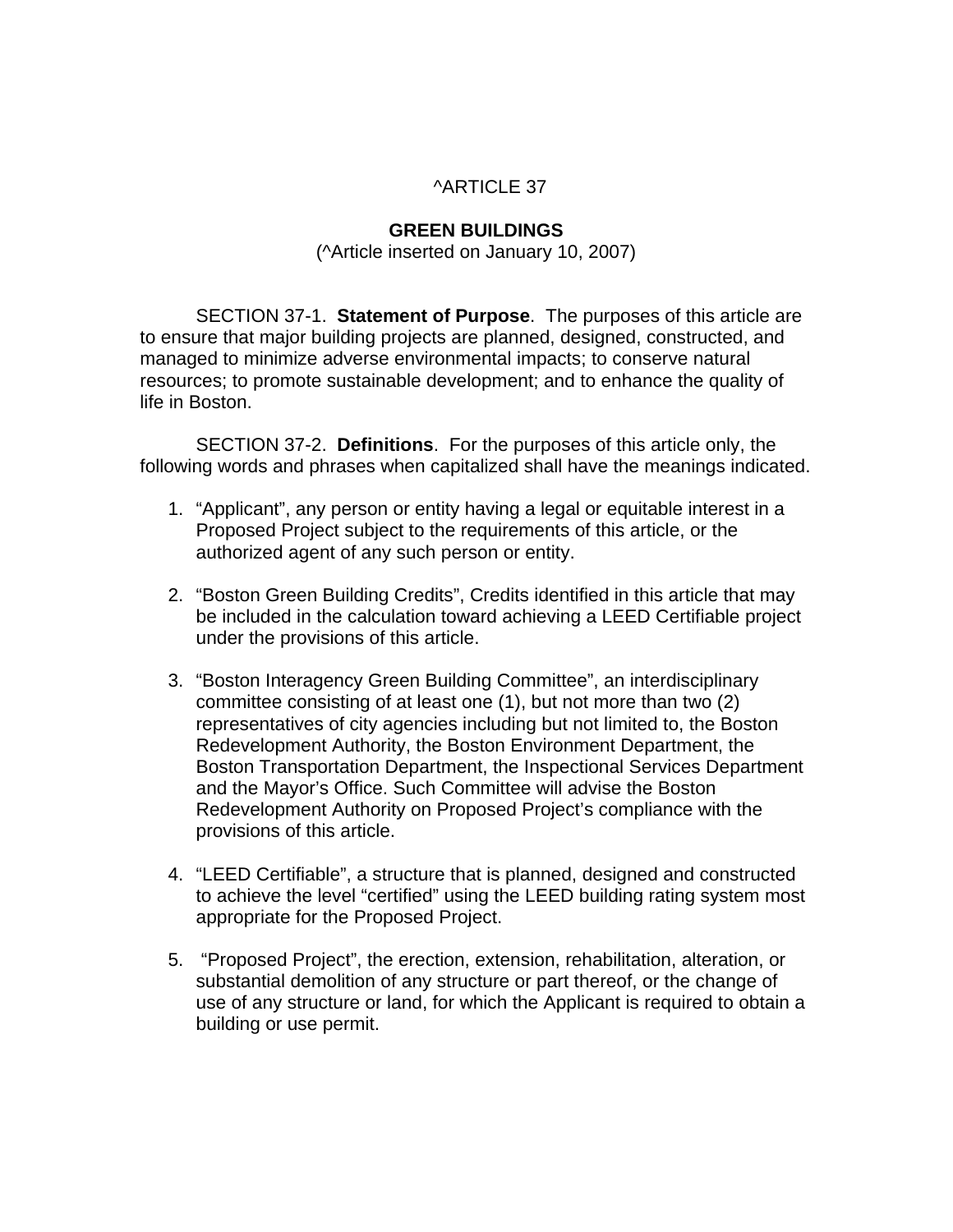# ^ARTICLE 37

## GREEN BUILDINGS

(^Article inserted on January 10, 2007)

SECTION 37-1. **Statement of Purpose**. The purposes of this article are to ensure that major building projects are planned, designed, constructed, and managed to minimize adverse environmental impacts; to conserve natural resources; to promote sustainable development; and to enhance the quality of life in Boston.

SECTION 37-2. **Definitions**. For the purposes of this article only, the following words and phrases when capitalized shall have the meanings indicated.

1. "Applicant", any person or entity having a legal or equitable interest in a Proposed Project subject to the requirements of this article, or the authorized agent of any such person or entity.

2. "Boston Green Building Credits", Credits identified in this article that may be included in the calculation toward achieving a LEED Certifiable project under the provisions of this article.

3. "Boston Interagency Green Building Committee", an interdisciplinary committee consisting of at least one (1), but not more than two (2) representatives of city agencies including but not limited to, the Boston Redevelopment Authority, the Boston Environment Department, the Boston Transportation Department, the Inspectional Services Department and the Mayor's Office. Such Committee will advise the Boston Redevelopment Authority on Proposed Project's compliance with the provisions of this article.

4. "LEED Certifiable", a structure that is planned, designed and constructed to achieve the level "certified" using the LEED building rating system most appropriate for the Proposed Project.

5. "Proposed Project", the erection, extension, rehabilitation, alteration, or substantial demolition of any structure or part thereof, or the change of use of any structure or land, for which the Applicant is required to obtain a building or use permit.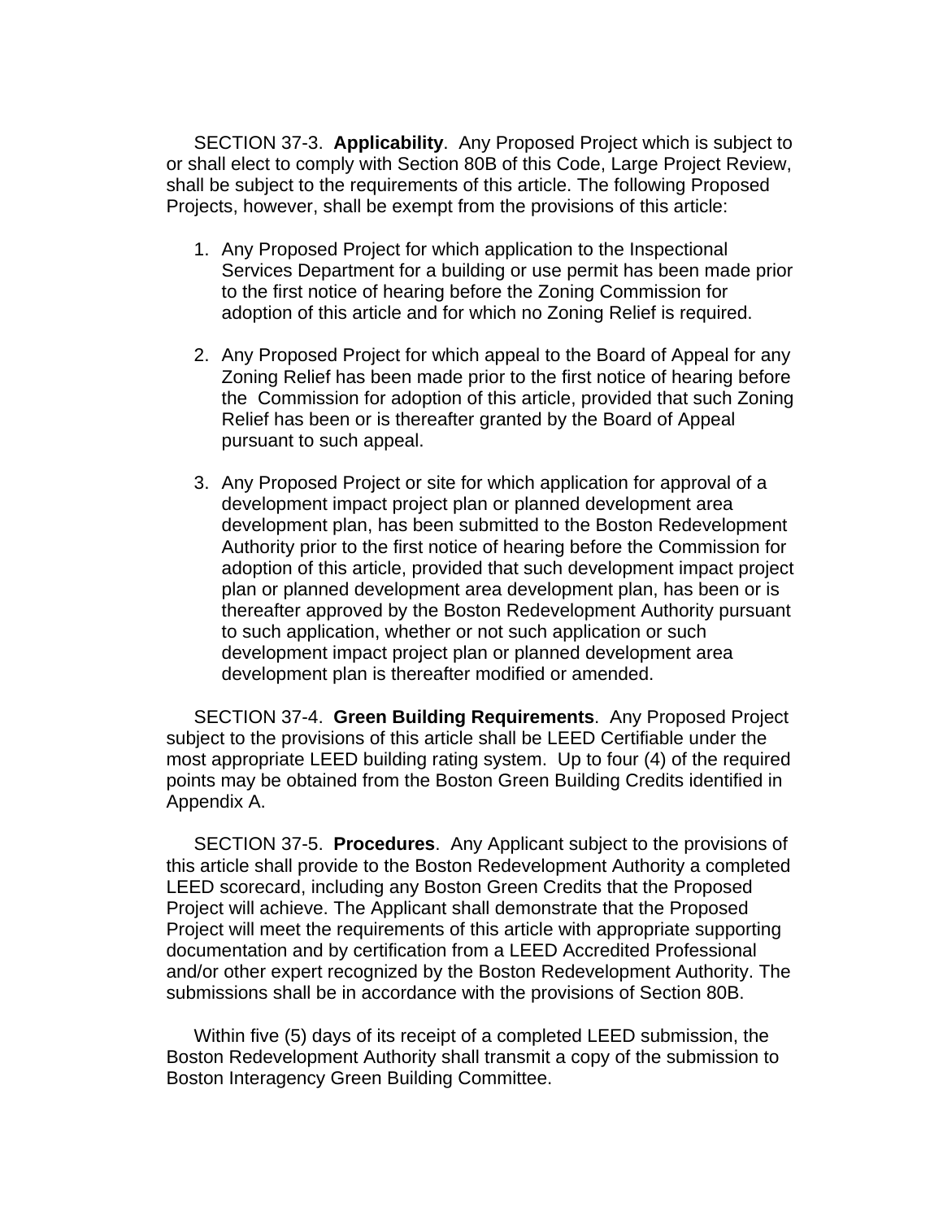SECTION 37-3. **Applicability**. Any Proposed Project which is subject to or shall elect to comply with Section 80B of this Code, Large Project Review, shall be subject to the requirements of this article. The following Proposed Projects, however, shall be exempt from the provisions of this article:

1. Any Proposed Project for which application to the Inspectional Services Department for a building or use permit has been made prior to the first notice of hearing before the Zoning Commission for adoption of this article and for which no Zoning Relief is required.

2. Any Proposed Project for which appeal to the Board of Appeal for any Zoning Relief has been made prior to the first notice of hearing before the Commission for adoption of this article, provided that such Zoning Relief has been or is thereafter granted by the Board of Appeal pursuant to such appeal.

3. Any Proposed Project or site for which application for approval of a development impact project plan or planned development area development plan, has been submitted to the Boston Redevelopment Authority prior to the first notice of hearing before the Commission for adoption of this article, provided that such development impact project plan or planned development area development plan, has been or is thereafter approved by the Boston Redevelopment Authority pursuant to such application, whether or not such application or such development impact project plan or planned development area development plan is thereafter modified or amended.

SECTION 37-4. **Green Building Requirements**. Any Proposed Project subject to the provisions of this article shall be LEED Certifiable under the most appropriate LEED building rating system. Up to four (4) of the required points may be obtained from the Boston Green Building Credits identified in Appendix A.

SECTION 37-5. **Procedures**. Any Applicant subject to the provisions of this article shall provide to the Boston Redevelopment Authority a completed LEED scorecard, including any Boston Green Credits that the Proposed Project will achieve. The Applicant shall demonstrate that the Proposed Project will meet the requirements of this article with appropriate supporting documentation and by certification from a LEED Accredited Professional and/or other expert recognized by the Boston Redevelopment Authority. The submissions shall be in accordance with the provisions of Section 80B.

Within five (5) days of its receipt of a completed LEED submission, the Boston Redevelopment Authority shall transmit a copy of the submission to Boston Interagency Green Building Committee.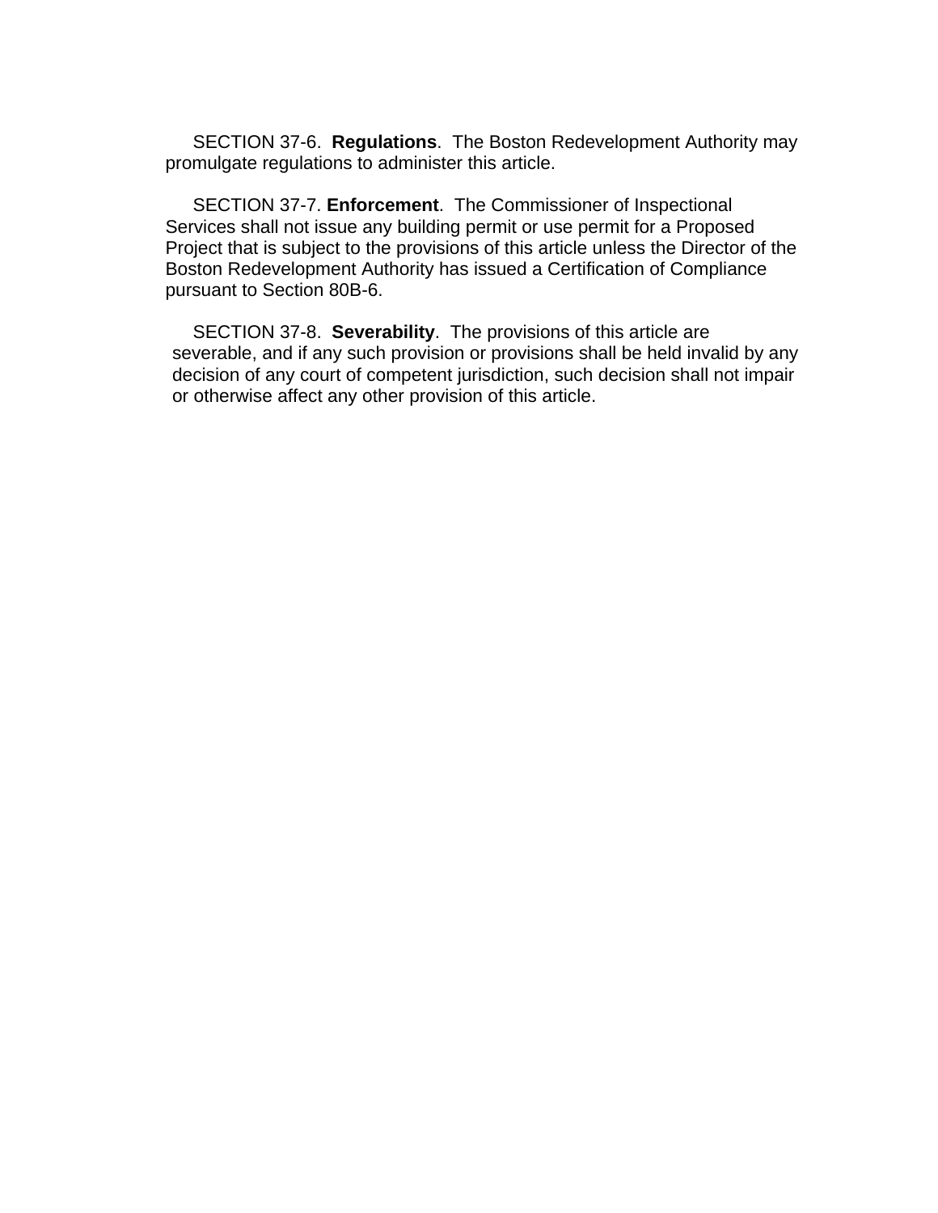SECTION 37-6. **Regulations**. The Boston Redevelopment Authority may promulgate regulations to administer this article.

SECTION 37-7. **Enforcement**. The Commissioner of Inspectional Services shall not issue any building permit or use permit for a Proposed Project that is subject to the provisions of this article unless the Director of the Boston Redevelopment Authority has issued a Certification of Compliance pursuant to Section 80B-6.

SECTION 37-8. **Severability**. The provisions of this article are severable, and if any such provision or provisions shall be held invalid by any decision of any court of competent jurisdiction, such decision shall not impair or otherwise affect any other provision of this article.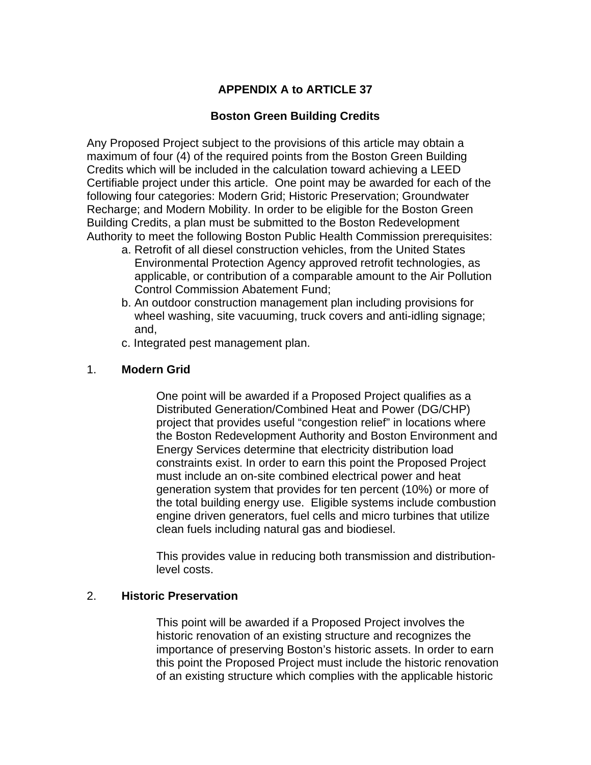# APPENDIX A to ARTICLE 37

## Boston Green Building Credits

Any Proposed Project subject to the provisions of this article may obtain a maximum of four (4) of the required points from the Boston Green Building Credits which will be included in the calculation toward achieving a LEED Certifiable project under this article. One point may be awarded for each of the following four categories: Modern Grid; Historic Preservation; Groundwater Recharge; and Modern Mobility. In order to be eligible for the Boston Green Building Credits, a plan must be submitted to the Boston Redevelopment Authority to meet the following Boston Public Health Commission prerequisites:

a. Retrofit of all diesel construction vehicles, from the United States Environmental Protection Agency approved retrofit technologies, as applicable, or contribution of a comparable amount to the Air Pollution Control Commission Abatement Fund;
b. An outdoor construction management plan including provisions for wheel washing, site vacuuming, truck covers and anti-idling signage; and,
c. Integrated pest management plan.

### 1. Modern Grid

One point will be awarded if a Proposed Project qualifies as a Distributed Generation/Combined Heat and Power (DG/CHP) project that provides useful "congestion relief" in locations where the Boston Redevelopment Authority and Boston Environment and Energy Services determine that electricity distribution load constraints exist. In order to earn this point the Proposed Project must include an on-site combined electrical power and heat generation system that provides for ten percent (10%) or more of the total building energy use. Eligible systems include combustion engine driven generators, fuel cells and micro turbines that utilize clean fuels including natural gas and biodiesel.

This provides value in reducing both transmission and distribution-level costs.

### 2. Historic Preservation

This point will be awarded if a Proposed Project involves the historic renovation of an existing structure and recognizes the importance of preserving Boston's historic assets. In order to earn this point the Proposed Project must include the historic renovation of an existing structure which complies with the applicable historic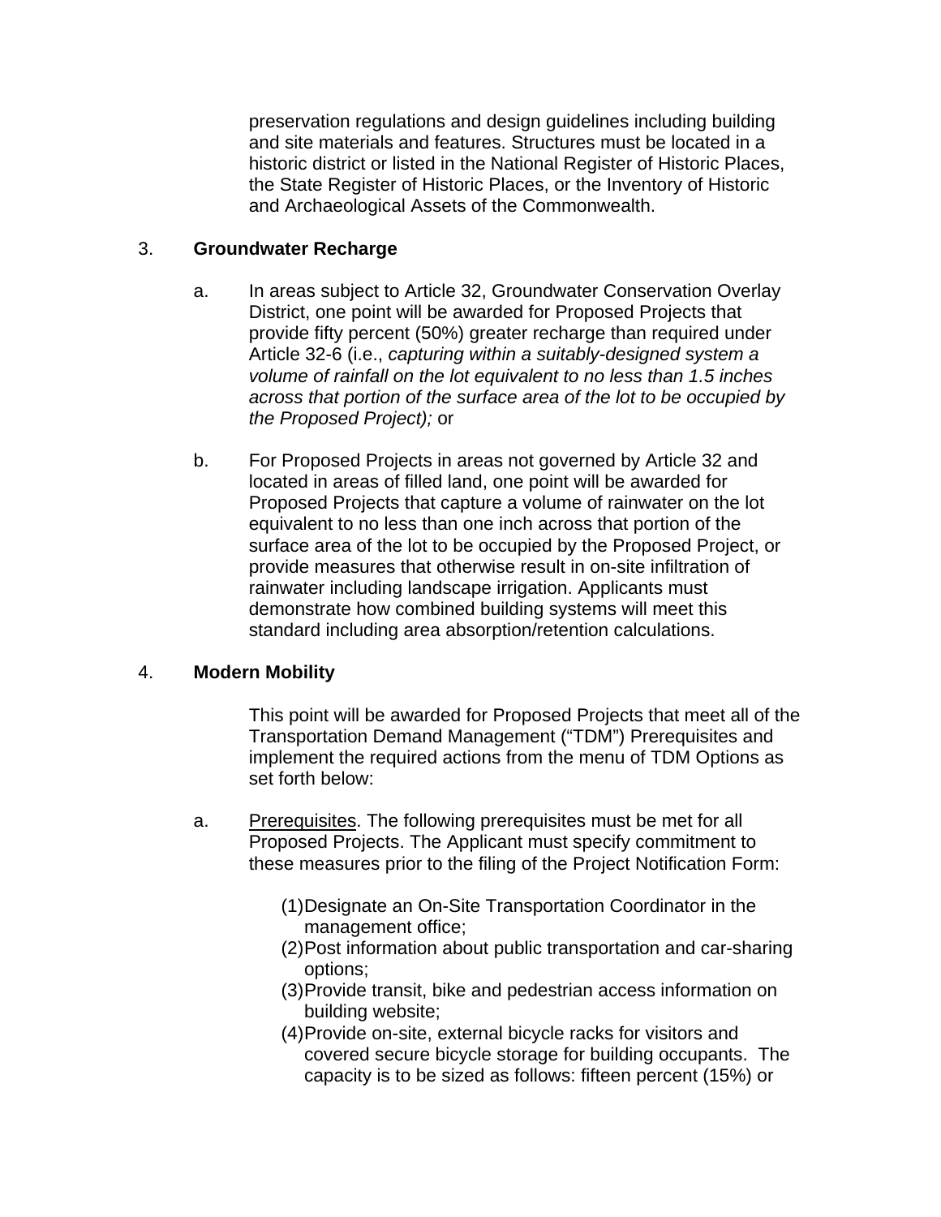preservation regulations and design guidelines including building and site materials and features. Structures must be located in a historic district or listed in the National Register of Historic Places, the State Register of Historic Places, or the Inventory of Historic and Archaeological Assets of the Commonwealth.

3. **Groundwater Recharge**

a. In areas subject to Article 32, Groundwater Conservation Overlay District, one point will be awarded for Proposed Projects that provide fifty percent (50%) greater recharge than required under Article 32-6 (i.e., *capturing within a suitably-designed system a volume of rainfall on the lot equivalent to no less than 1.5 inches across that portion of the surface area of the lot to be occupied by the Proposed Project);* or

b. For Proposed Projects in areas not governed by Article 32 and located in areas of filled land, one point will be awarded for Proposed Projects that capture a volume of rainwater on the lot equivalent to no less than one inch across that portion of the surface area of the lot to be occupied by the Proposed Project, or provide measures that otherwise result in on-site infiltration of rainwater including landscape irrigation. Applicants must demonstrate how combined building systems will meet this standard including area absorption/retention calculations.

4. **Modern Mobility**

This point will be awarded for Proposed Projects that meet all of the Transportation Demand Management ("TDM") Prerequisites and implement the required actions from the menu of TDM Options as set forth below:

a. <u>Prerequisites</u>. The following prerequisites must be met for all Proposed Projects. The Applicant must specify commitment to these measures prior to the filing of the Project Notification Form:

(1) Designate an On-Site Transportation Coordinator in the management office;
(2) Post information about public transportation and car-sharing options;
(3) Provide transit, bike and pedestrian access information on building website;
(4) Provide on-site, external bicycle racks for visitors and covered secure bicycle storage for building occupants. The capacity is to be sized as follows: fifteen percent (15%) or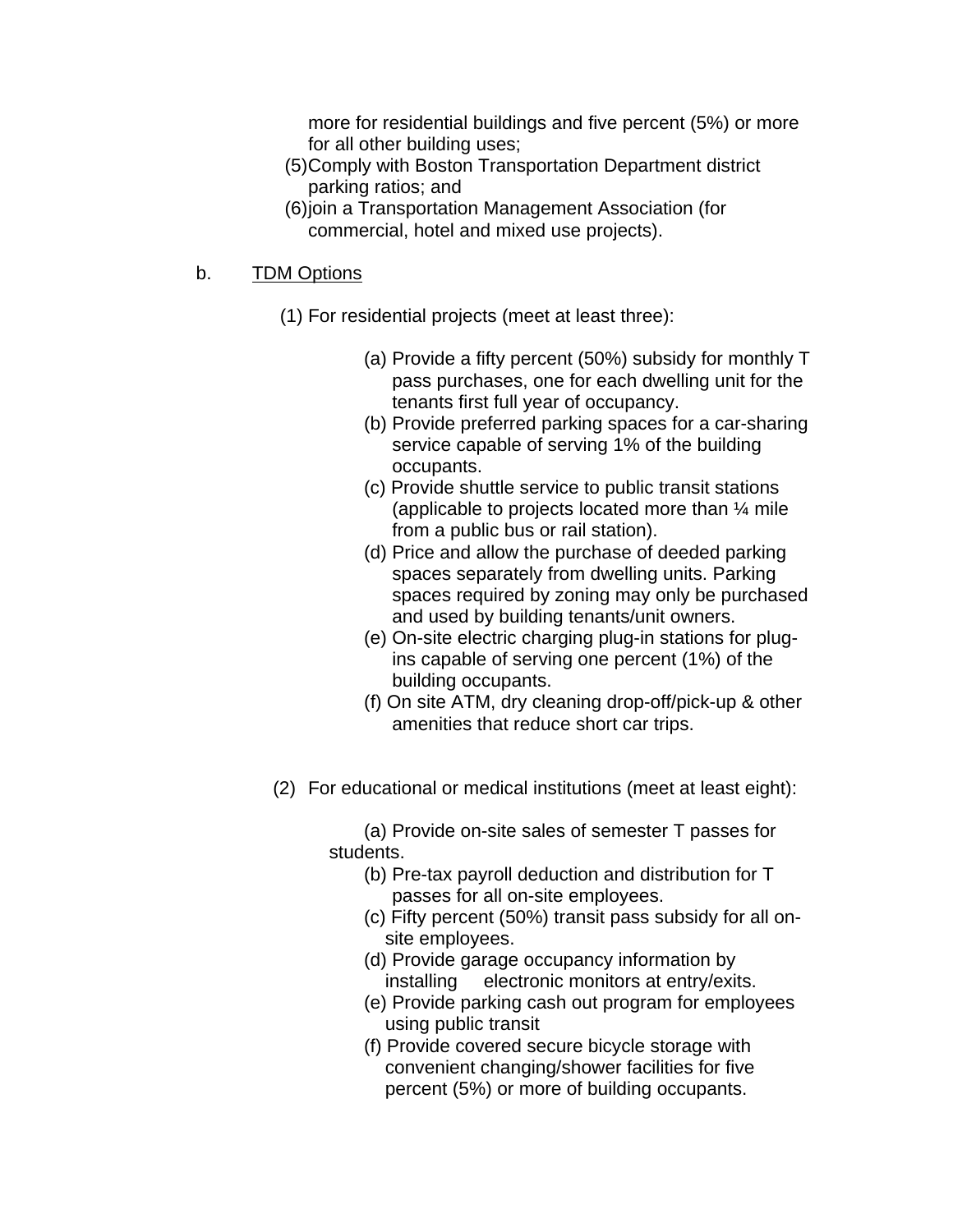more for residential buildings and five percent (5%) or more for all other building uses;

(5) Comply with Boston Transportation Department district parking ratios; and

(6) join a Transportation Management Association (for commercial, hotel and mixed use projects).

b. <u>TDM Options</u>

(1) For residential projects (meet at least three):

(a) Provide a fifty percent (50%) subsidy for monthly T pass purchases, one for each dwelling unit for the tenants first full year of occupancy.

(b) Provide preferred parking spaces for a car-sharing service capable of serving 1% of the building occupants.

(c) Provide shuttle service to public transit stations (applicable to projects located more than ¼ mile from a public bus or rail station).

(d) Price and allow the purchase of deeded parking spaces separately from dwelling units. Parking spaces required by zoning may only be purchased and used by building tenants/unit owners.

(e) On-site electric charging plug-in stations for plug-ins capable of serving one percent (1%) of the building occupants.

(f) On site ATM, dry cleaning drop-off/pick-up & other amenities that reduce short car trips.

(2) For educational or medical institutions (meet at least eight):

(a) Provide on-site sales of semester T passes for students.

(b) Pre-tax payroll deduction and distribution for T passes for all on-site employees.

(c) Fifty percent (50%) transit pass subsidy for all on-site employees.

(d) Provide garage occupancy information by installing electronic monitors at entry/exits.

(e) Provide parking cash out program for employees using public transit

(f) Provide covered secure bicycle storage with convenient changing/shower facilities for five percent (5%) or more of building occupants.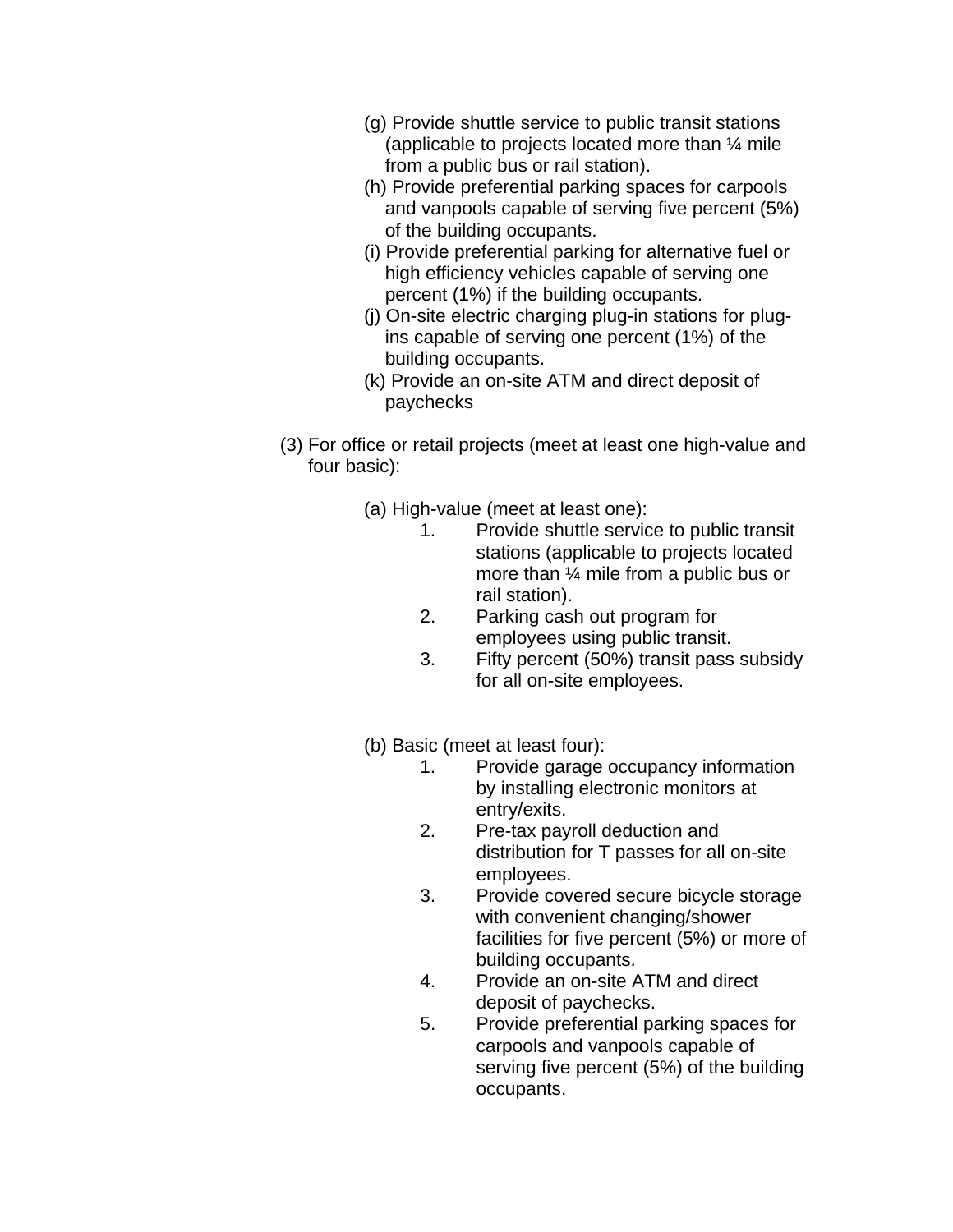(g) Provide shuttle service to public transit stations (applicable to projects located more than ¼ mile from a public bus or rail station).

(h) Provide preferential parking spaces for carpools and vanpools capable of serving five percent (5%) of the building occupants.

(i) Provide preferential parking for alternative fuel or high efficiency vehicles capable of serving one percent (1%) if the building occupants.

(j) On-site electric charging plug-in stations for plug-ins capable of serving one percent (1%) of the building occupants.

(k) Provide an on-site ATM and direct deposit of paychecks

(3) For office or retail projects (meet at least one high-value and four basic):

(a) High-value (meet at least one):

1. Provide shuttle service to public transit stations (applicable to projects located more than ¼ mile from a public bus or rail station).
2. Parking cash out program for employees using public transit.
3. Fifty percent (50%) transit pass subsidy for all on-site employees.

(b) Basic (meet at least four):

1. Provide garage occupancy information by installing electronic monitors at entry/exits.
2. Pre-tax payroll deduction and distribution for T passes for all on-site employees.
3. Provide covered secure bicycle storage with convenient changing/shower facilities for five percent (5%) or more of building occupants.
4. Provide an on-site ATM and direct deposit of paychecks.
5. Provide preferential parking spaces for carpools and vanpools capable of serving five percent (5%) of the building occupants.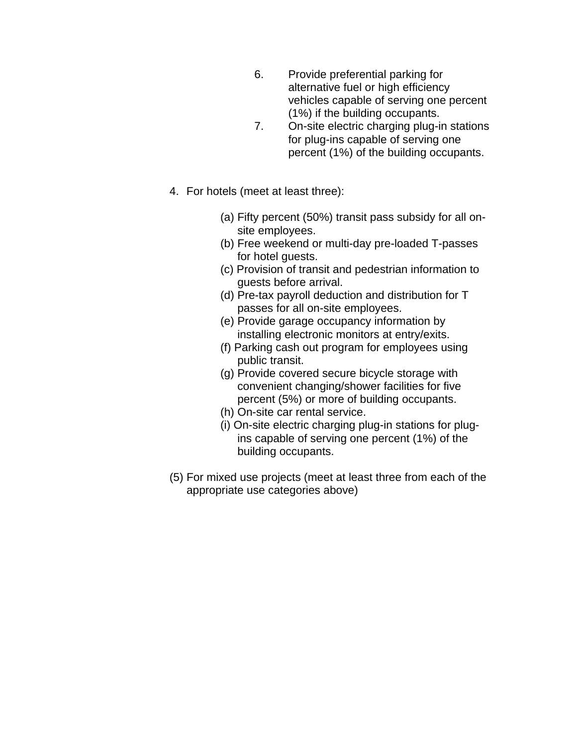6. Provide preferential parking for alternative fuel or high efficiency vehicles capable of serving one percent (1%) if the building occupants.
7. On-site electric charging plug-in stations for plug-ins capable of serving one percent (1%) of the building occupants.

4. For hotels (meet at least three):

   (a) Fifty percent (50%) transit pass subsidy for all on-site employees.
   (b) Free weekend or multi-day pre-loaded T-passes for hotel guests.
   (c) Provision of transit and pedestrian information to guests before arrival.
   (d) Pre-tax payroll deduction and distribution for T passes for all on-site employees.
   (e) Provide garage occupancy information by installing electronic monitors at entry/exits.
   (f) Parking cash out program for employees using public transit.
   (g) Provide covered secure bicycle storage with convenient changing/shower facilities for five percent (5%) or more of building occupants.
   (h) On-site car rental service.
   (i) On-site electric charging plug-in stations for plug-ins capable of serving one percent (1%) of the building occupants.

(5) For mixed use projects (meet at least three from each of the appropriate use categories above)